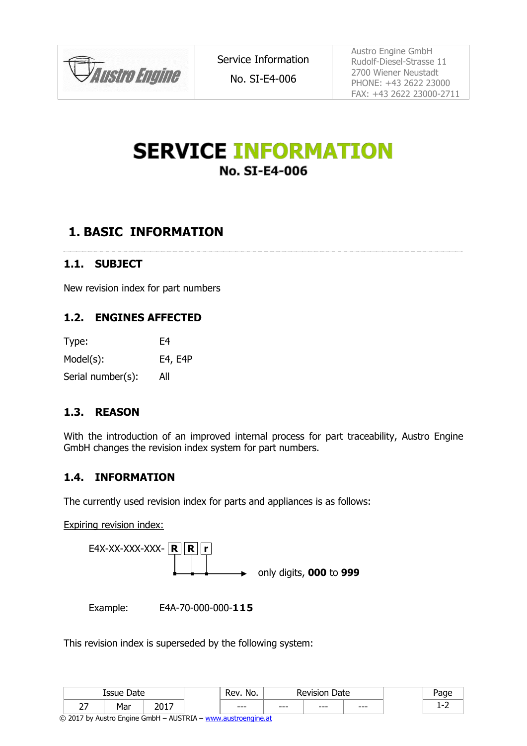# SERVICE INFORMATION
## No. SI-E4-006

## 1. BASIC INFORMATION

### 1.1. SUBJECT

New revision index for part numbers

### 1.2. ENGINES AFFECTED

| | |
|---|---|
| Type: | E4 |
| Model(s): | E4, E4P |
| Serial number(s): | All |

### 1.3. REASON

With the introduction of an improved internal process for part traceability, Austro Engine GmbH changes the revision index system for part numbers.

### 1.4. INFORMATION

The currently used revision index for parts and appliances is as follows:

Expiring revision index:

E4X-XX-XXX-XXX- R R r → only digits, **000** to **999**

Example: E4A-70-000-000-**115**

This revision index is superseded by the following system: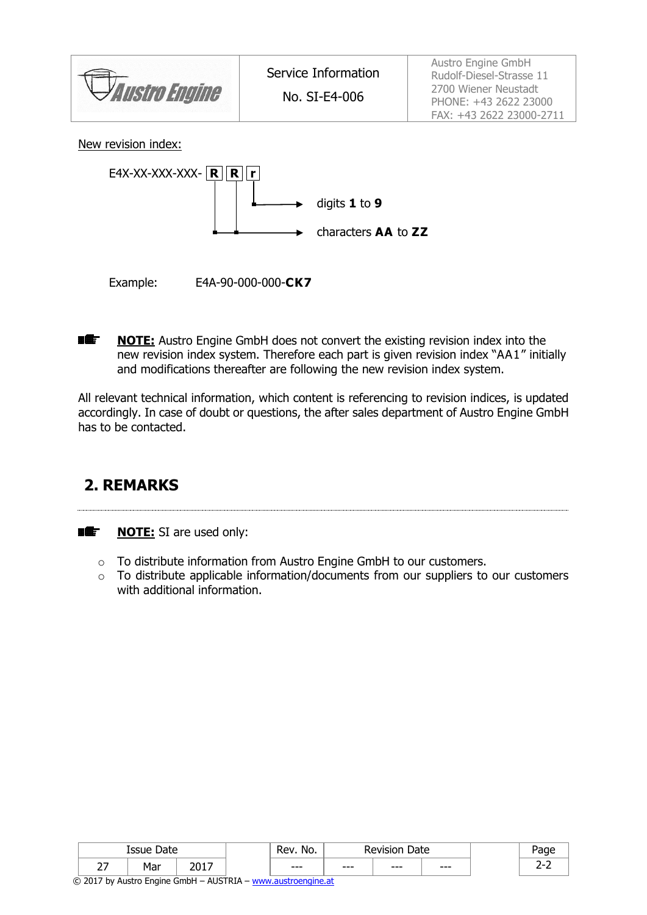New revision index:

E4X-XX-XXX-XXX- R R r

- r → digits **1** to **9**
- R R → characters **AA** to **ZZ**

Example: E4A-90-000-000-**CK7**

**NOTE:** Austro Engine GmbH does not convert the existing revision index into the new revision index system. Therefore each part is given revision index "AA1" initially and modifications thereafter are following the new revision index system.

All relevant technical information, which content is referencing to revision indices, is updated accordingly. In case of doubt or questions, the after sales department of Austro Engine GmbH has to be contacted.

## 2. REMARKS

**NOTE:** SI are used only:

- To distribute information from Austro Engine GmbH to our customers.
- To distribute applicable information/documents from our suppliers to our customers with additional information.